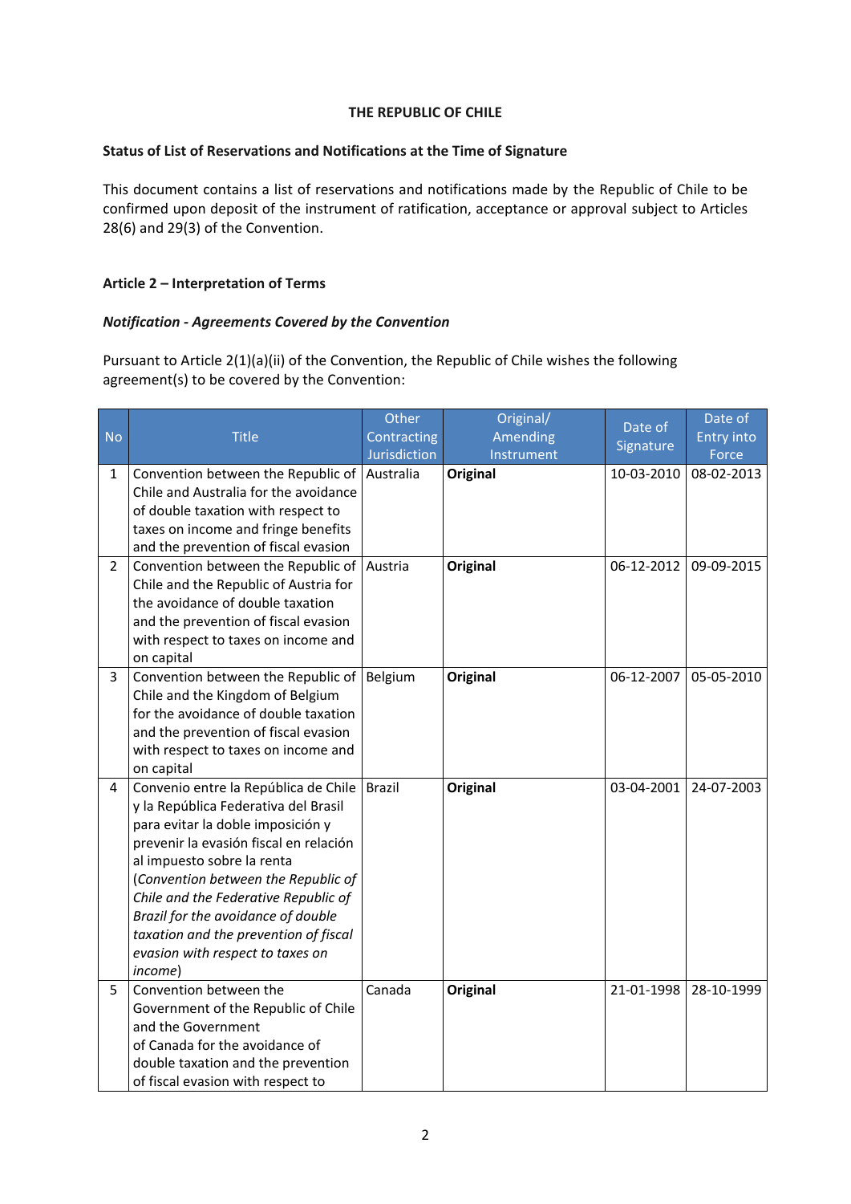**THE REPUBLIC OF CHILE**

**Status of List of Reservations and Notifications at the Time of Signature**

This document contains a list of reservations and notifications made by the Republic of Chile to be confirmed upon deposit of the instrument of ratification, acceptance or approval subject to Articles 28(6) and 29(3) of the Convention.

**Article 2 – Interpretation of Terms**

***Notification - Agreements Covered by the Convention***

Pursuant to Article 2(1)(a)(ii) of the Convention, the Republic of Chile wishes the following agreement(s) to be covered by the Convention:

| No | Title | Other Contracting Jurisdiction | Original/ Amending Instrument | Date of Signature | Date of Entry into Force |
|---|---|---|---|---|---|
| 1 | Convention between the Republic of Chile and Australia for the avoidance of double taxation with respect to taxes on income and fringe benefits and the prevention of fiscal evasion | Australia | **Original** | 10-03-2010 | 08-02-2013 |
| 2 | Convention between the Republic of Chile and the Republic of Austria for the avoidance of double taxation and the prevention of fiscal evasion with respect to taxes on income and on capital | Austria | **Original** | 06-12-2012 | 09-09-2015 |
| 3 | Convention between the Republic of Chile and the Kingdom of Belgium for the avoidance of double taxation and the prevention of fiscal evasion with respect to taxes on income and on capital | Belgium | **Original** | 06-12-2007 | 05-05-2010 |
| 4 | Convenio entre la República de Chile y la República Federativa del Brasil para evitar la doble imposición y prevenir la evasión fiscal en relación al impuesto sobre la renta (*Convention between the Republic of Chile and the Federative Republic of Brazil for the avoidance of double taxation and the prevention of fiscal evasion with respect to taxes on income*) | Brazil | **Original** | 03-04-2001 | 24-07-2003 |
| 5 | Convention between the Government of the Republic of Chile and the Government of Canada for the avoidance of double taxation and the prevention of fiscal evasion with respect to | Canada | **Original** | 21-01-1998 | 28-10-1999 |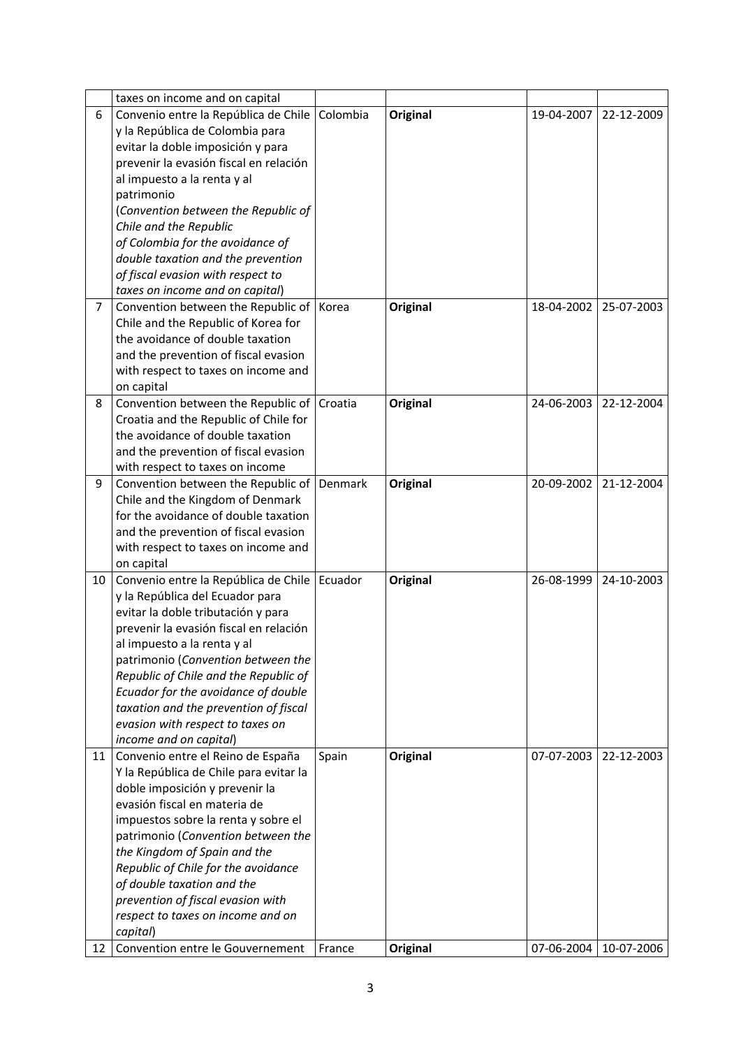| | | | | | |
|---|---|---|---|---|---|
| | taxes on income and on capital | | | | |
| 6 | Convenio entre la República de Chile y la República de Colombia para evitar la doble imposición y para prevenir la evasión fiscal en relación al impuesto a la renta y al patrimonio (*Convention between the Republic of Chile and the Republic of Colombia for the avoidance of double taxation and the prevention of fiscal evasion with respect to taxes on income and on capital*) | Colombia | **Original** | 19-04-2007 | 22-12-2009 |
| 7 | Convention between the Republic of Chile and the Republic of Korea for the avoidance of double taxation and the prevention of fiscal evasion with respect to taxes on income and on capital | Korea | **Original** | 18-04-2002 | 25-07-2003 |
| 8 | Convention between the Republic of Croatia and the Republic of Chile for the avoidance of double taxation and the prevention of fiscal evasion with respect to taxes on income | Croatia | **Original** | 24-06-2003 | 22-12-2004 |
| 9 | Convention between the Republic of Chile and the Kingdom of Denmark for the avoidance of double taxation and the prevention of fiscal evasion with respect to taxes on income and on capital | Denmark | **Original** | 20-09-2002 | 21-12-2004 |
| 10 | Convenio entre la República de Chile y la República del Ecuador para evitar la doble tributación y para prevenir la evasión fiscal en relación al impuesto a la renta y al patrimonio (*Convention between the Republic of Chile and the Republic of Ecuador for the avoidance of double taxation and the prevention of fiscal evasion with respect to taxes on income and on capital*) | Ecuador | **Original** | 26-08-1999 | 24-10-2003 |
| 11 | Convenio entre el Reino de España Y la República de Chile para evitar la doble imposición y prevenir la evasión fiscal en materia de impuestos sobre la renta y sobre el patrimonio (*Convention between the the Kingdom of Spain and the Republic of Chile for the avoidance of double taxation and the prevention of fiscal evasion with respect to taxes on income and on capital*) | Spain | **Original** | 07-07-2003 | 22-12-2003 |
| 12 | Convention entre le Gouvernement | France | **Original** | 07-06-2004 | 10-07-2006 |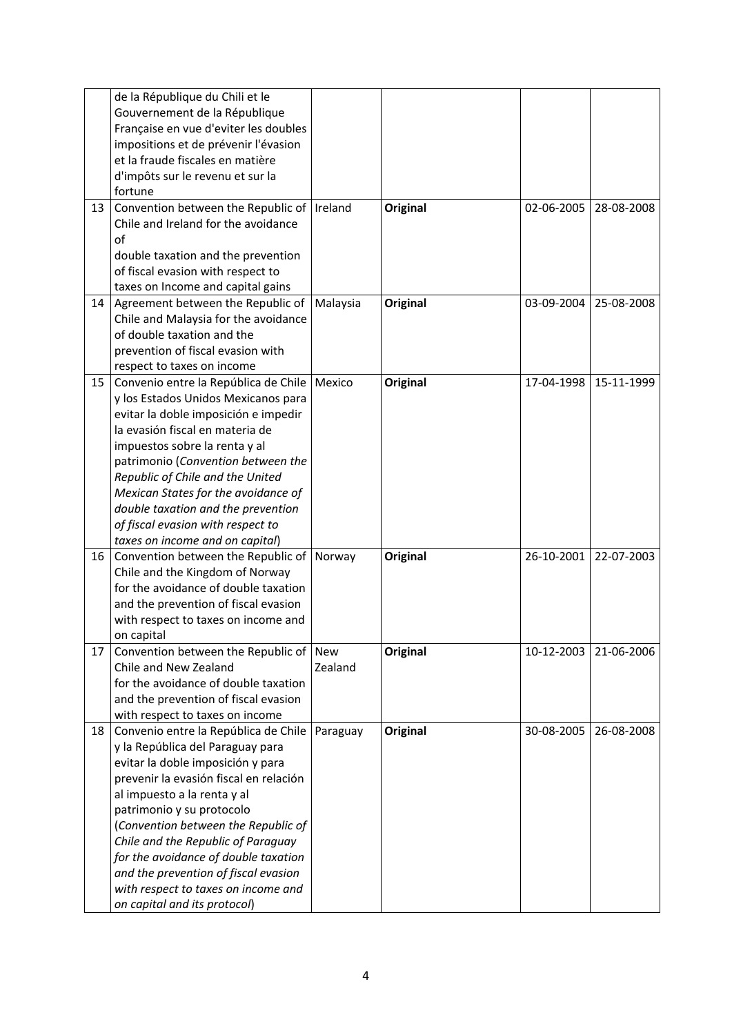|  | de la République du Chili et le Gouvernement de la République Française en vue d'eviter les doubles impositions et de prévenir l'évasion et la fraude fiscales en matière d'impôts sur le revenu et sur la fortune |  |  |  |  |
|---|---|---|---|---|---|
| 13 | Convention between the Republic of Chile and Ireland for the avoidance of double taxation and the prevention of fiscal evasion with respect to taxes on Income and capital gains | Ireland | **Original** | 02-06-2005 | 28-08-2008 |
| 14 | Agreement between the Republic of Chile and Malaysia for the avoidance of double taxation and the prevention of fiscal evasion with respect to taxes on income | Malaysia | **Original** | 03-09-2004 | 25-08-2008 |
| 15 | Convenio entre la República de Chile y los Estados Unidos Mexicanos para evitar la doble imposición e impedir la evasión fiscal en materia de impuestos sobre la renta y al patrimonio (*Convention between the Republic of Chile and the United Mexican States for the avoidance of double taxation and the prevention of fiscal evasion with respect to taxes on income and on capital*) | Mexico | **Original** | 17-04-1998 | 15-11-1999 |
| 16 | Convention between the Republic of Chile and the Kingdom of Norway for the avoidance of double taxation and the prevention of fiscal evasion with respect to taxes on income and on capital | Norway | **Original** | 26-10-2001 | 22-07-2003 |
| 17 | Convention between the Republic of Chile and New Zealand for the avoidance of double taxation and the prevention of fiscal evasion with respect to taxes on income | New Zealand | **Original** | 10-12-2003 | 21-06-2006 |
| 18 | Convenio entre la República de Chile y la República del Paraguay para evitar la doble imposición y para prevenir la evasión fiscal en relación al impuesto a la renta y al patrimonio y su protocolo (*Convention between the Republic of Chile and the Republic of Paraguay for the avoidance of double taxation and the prevention of fiscal evasion with respect to taxes on income and on capital and its protocol*) | Paraguay | **Original** | 30-08-2005 | 26-08-2008 |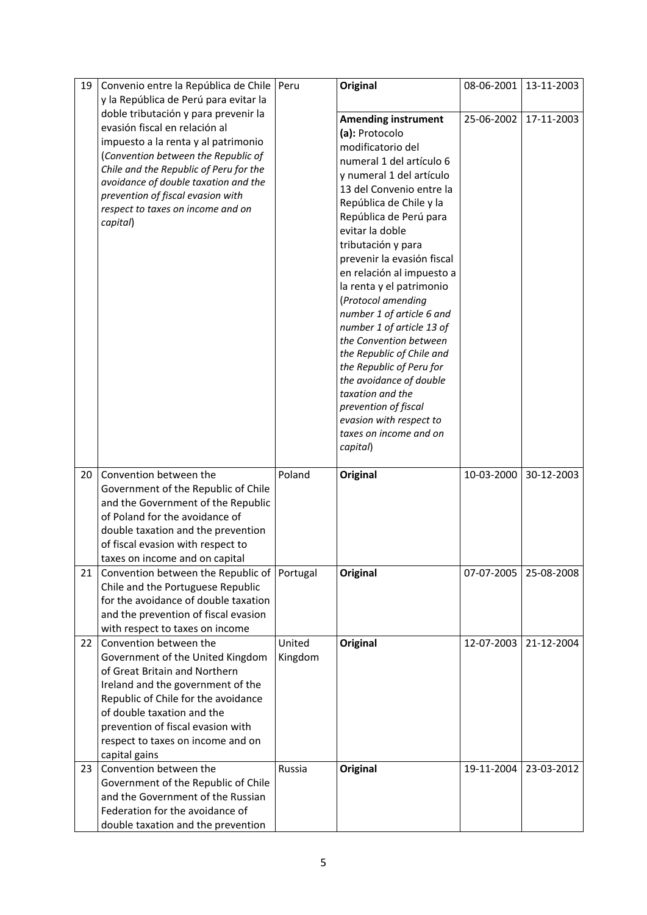| 19 | Convenio entre la República de Chile y la República de Perú para evitar la doble tributación y para prevenir la evasión fiscal en relación al impuesto a la renta y al patrimonio (*Convention between the Republic of Chile and the Republic of Peru for the avoidance of double taxation and the prevention of fiscal evasion with respect to taxes on income and on capital*) | Peru | **Original** | 08-06-2001 | 13-11-2003 |
|---|---|---|---|---|---|
| | | | **Amending instrument (a):** Protocolo modificatorio del numeral 1 del artículo 6 y numeral 1 del artículo 13 del Convenio entre la República de Chile y la República de Perú para evitar la doble tributación y para prevenir la evasión fiscal en relación al impuesto a la renta y el patrimonio (*Protocol amending number 1 of article 6 and number 1 of article 13 of the Convention between the Republic of Chile and the Republic of Peru for the avoidance of double taxation and the prevention of fiscal evasion with respect to taxes on income and on capital*) | 25-06-2002 | 17-11-2003 |
| 20 | Convention between the Government of the Republic of Chile and the Government of the Republic of Poland for the avoidance of double taxation and the prevention of fiscal evasion with respect to taxes on income and on capital | Poland | **Original** | 10-03-2000 | 30-12-2003 |
| 21 | Convention between the Republic of Chile and the Portuguese Republic for the avoidance of double taxation and the prevention of fiscal evasion with respect to taxes on income | Portugal | **Original** | 07-07-2005 | 25-08-2008 |
| 22 | Convention between the Government of the United Kingdom of Great Britain and Northern Ireland and the government of the Republic of Chile for the avoidance of double taxation and the prevention of fiscal evasion with respect to taxes on income and on capital gains | United Kingdom | **Original** | 12-07-2003 | 21-12-2004 |
| 23 | Convention between the Government of the Republic of Chile and the Government of the Russian Federation for the avoidance of double taxation and the prevention | Russia | **Original** | 19-11-2004 | 23-03-2012 |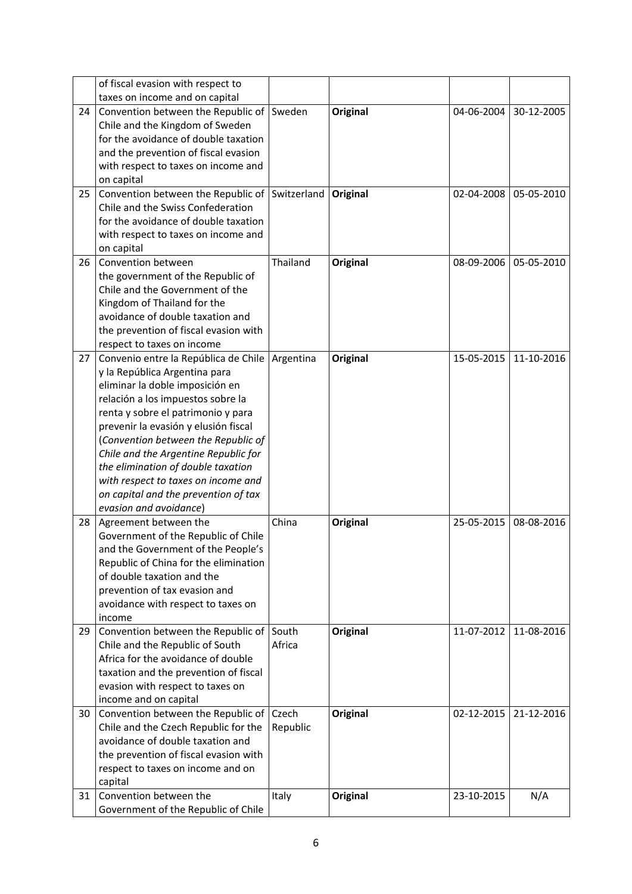|  |  |  |  |  |  |
|---|---|---|---|---|---|
|  | of fiscal evasion with respect to taxes on income and on capital |  |  |  |  |
| 24 | Convention between the Republic of Chile and the Kingdom of Sweden for the avoidance of double taxation and the prevention of fiscal evasion with respect to taxes on income and on capital | Sweden | **Original** | 04-06-2004 | 30-12-2005 |
| 25 | Convention between the Republic of Chile and the Swiss Confederation for the avoidance of double taxation with respect to taxes on income and on capital | Switzerland | **Original** | 02-04-2008 | 05-05-2010 |
| 26 | Convention between the government of the Republic of Chile and the Government of the Kingdom of Thailand for the avoidance of double taxation and the prevention of fiscal evasion with respect to taxes on income | Thailand | **Original** | 08-09-2006 | 05-05-2010 |
| 27 | Convenio entre la República de Chile y la República Argentina para eliminar la doble imposición en relación a los impuestos sobre la renta y sobre el patrimonio y para prevenir la evasión y elusión fiscal (*Convention between the Republic of Chile and the Argentine Republic for the elimination of double taxation with respect to taxes on income and on capital and the prevention of tax evasion and avoidance*) | Argentina | **Original** | 15-05-2015 | 11-10-2016 |
| 28 | Agreement between the Government of the Republic of Chile and the Government of the People's Republic of China for the elimination of double taxation and the prevention of tax evasion and avoidance with respect to taxes on income | China | **Original** | 25-05-2015 | 08-08-2016 |
| 29 | Convention between the Republic of Chile and the Republic of South Africa for the avoidance of double taxation and the prevention of fiscal evasion with respect to taxes on income and on capital | South Africa | **Original** | 11-07-2012 | 11-08-2016 |
| 30 | Convention between the Republic of Chile and the Czech Republic for the avoidance of double taxation and the prevention of fiscal evasion with respect to taxes on income and on capital | Czech Republic | **Original** | 02-12-2015 | 21-12-2016 |
| 31 | Convention between the Government of the Republic of Chile | Italy | **Original** | 23-10-2015 | N/A |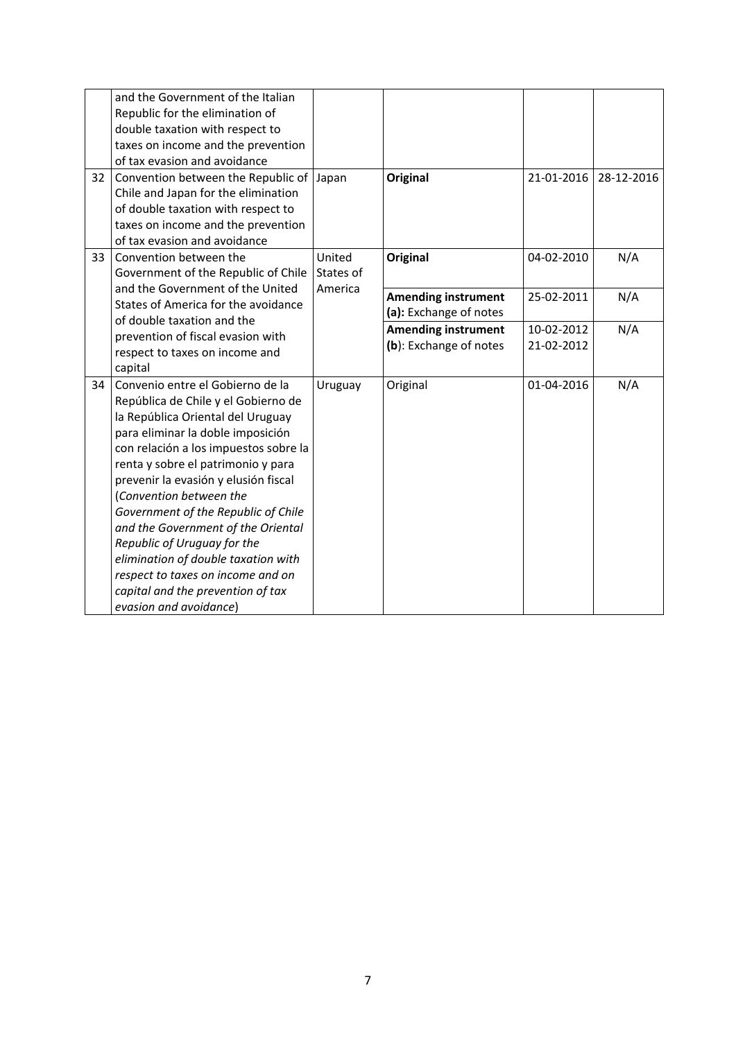|    |    |    |    |    |    |
|---|---|---|---|---|---|
|  | and the Government of the Italian Republic for the elimination of double taxation with respect to taxes on income and the prevention of tax evasion and avoidance |  |  |  |  |
| 32 | Convention between the Republic of Chile and Japan for the elimination of double taxation with respect to taxes on income and the prevention of tax evasion and avoidance | Japan | **Original** | 21-01-2016 | 28-12-2016 |
| 33 | Convention between the Government of the Republic of Chile and the Government of the United States of America for the avoidance of double taxation and the prevention of fiscal evasion with respect to taxes on income and capital | United States of America | **Original** | 04-02-2010 | N/A |
|  |  |  | **Amending instrument (a):** Exchange of notes | 25-02-2011 | N/A |
|  |  |  | **Amending instrument (b)**: Exchange of notes | 10-02-2012 21-02-2012 | N/A |
| 34 | Convenio entre el Gobierno de la República de Chile y el Gobierno de la República Oriental del Uruguay para eliminar la doble imposición con relación a los impuestos sobre la renta y sobre el patrimonio y para prevenir la evasión y elusión fiscal (*Convention between the Government of the Republic of Chile and the Government of the Oriental Republic of Uruguay for the elimination of double taxation with respect to taxes on income and on capital and the prevention of tax evasion and avoidance*) | Uruguay | Original | 01-04-2016 | N/A |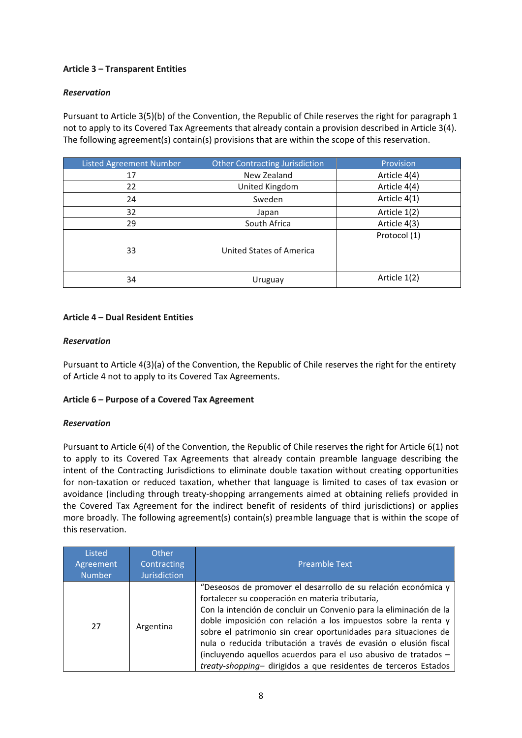**Article 3 – Transparent Entities**

***Reservation***

Pursuant to Article 3(5)(b) of the Convention, the Republic of Chile reserves the right for paragraph 1 not to apply to its Covered Tax Agreements that already contain a provision described in Article 3(4). The following agreement(s) contain(s) provisions that are within the scope of this reservation.

| Listed Agreement Number | Other Contracting Jurisdiction | Provision |
|---|---|---|
| 17 | New Zealand | Article 4(4) |
| 22 | United Kingdom | Article 4(4) |
| 24 | Sweden | Article 4(1) |
| 32 | Japan | Article 1(2) |
| 29 | South Africa | Article 4(3) |
| 33 | United States of America | Protocol (1) |
| 34 | Uruguay | Article 1(2) |

**Article 4 – Dual Resident Entities**

***Reservation***

Pursuant to Article 4(3)(a) of the Convention, the Republic of Chile reserves the right for the entirety of Article 4 not to apply to its Covered Tax Agreements.

**Article 6 – Purpose of a Covered Tax Agreement**

***Reservation***

Pursuant to Article 6(4) of the Convention, the Republic of Chile reserves the right for Article 6(1) not to apply to its Covered Tax Agreements that already contain preamble language describing the intent of the Contracting Jurisdictions to eliminate double taxation without creating opportunities for non-taxation or reduced taxation, whether that language is limited to cases of tax evasion or avoidance (including through treaty-shopping arrangements aimed at obtaining reliefs provided in the Covered Tax Agreement for the indirect benefit of residents of third jurisdictions) or applies more broadly. The following agreement(s) contain(s) preamble language that is within the scope of this reservation.

| Listed Agreement Number | Other Contracting Jurisdiction | Preamble Text |
|---|---|---|
| 27 | Argentina | "Deseosos de promover el desarrollo de su relación económica y fortalecer su cooperación en materia tributaria, Con la intención de concluir un Convenio para la eliminación de la doble imposición con relación a los impuestos sobre la renta y sobre el patrimonio sin crear oportunidades para situaciones de nula o reducida tributación a través de evasión o elusión fiscal (incluyendo aquellos acuerdos para el uso abusivo de tratados –*treaty-shopping*– dirigidos a que residentes de terceros Estados |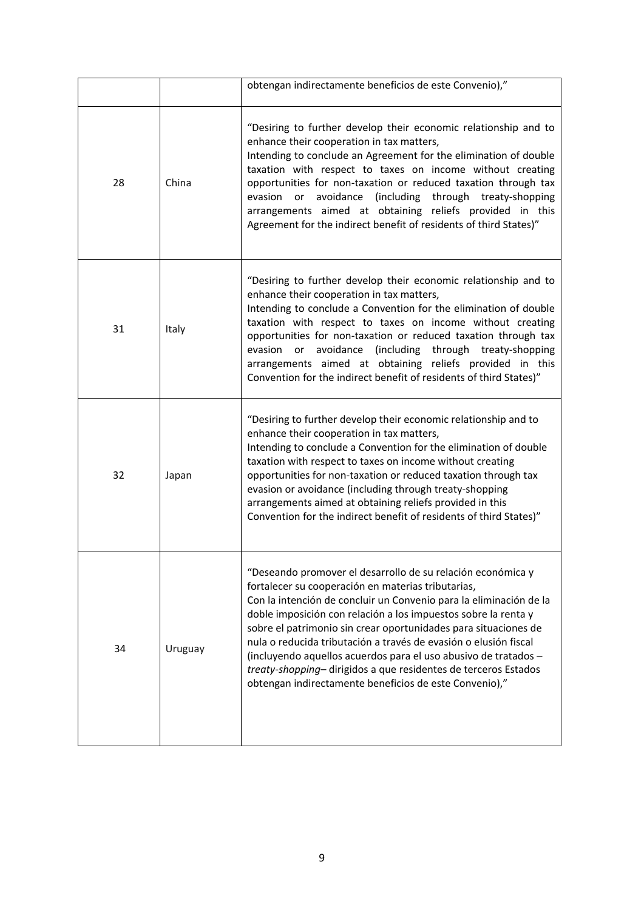| | | |
|---|---|---|
| | | obtengan indirectamente beneficios de este Convenio)," |
| 28 | China | "Desiring to further develop their economic relationship and to enhance their cooperation in tax matters,<br>Intending to conclude an Agreement for the elimination of double taxation with respect to taxes on income without creating opportunities for non-taxation or reduced taxation through tax evasion or avoidance (including through treaty-shopping arrangements aimed at obtaining reliefs provided in this Agreement for the indirect benefit of residents of third States)" |
| 31 | Italy | "Desiring to further develop their economic relationship and to enhance their cooperation in tax matters,<br>Intending to conclude a Convention for the elimination of double taxation with respect to taxes on income without creating opportunities for non-taxation or reduced taxation through tax evasion or avoidance (including through treaty-shopping arrangements aimed at obtaining reliefs provided in this Convention for the indirect benefit of residents of third States)" |
| 32 | Japan | "Desiring to further develop their economic relationship and to enhance their cooperation in tax matters,<br>Intending to conclude a Convention for the elimination of double taxation with respect to taxes on income without creating opportunities for non-taxation or reduced taxation through tax evasion or avoidance (including through treaty-shopping arrangements aimed at obtaining reliefs provided in this Convention for the indirect benefit of residents of third States)" |
| 34 | Uruguay | "Deseando promover el desarrollo de su relación económica y fortalecer su cooperación en materias tributarias,<br>Con la intención de concluir un Convenio para la eliminación de la doble imposición con relación a los impuestos sobre la renta y sobre el patrimonio sin crear oportunidades para situaciones de nula o reducida tributación a través de evasión o elusión fiscal (incluyendo aquellos acuerdos para el uso abusivo de tratados – *treaty-shopping*– dirigidos a que residentes de terceros Estados obtengan indirectamente beneficios de este Convenio)," |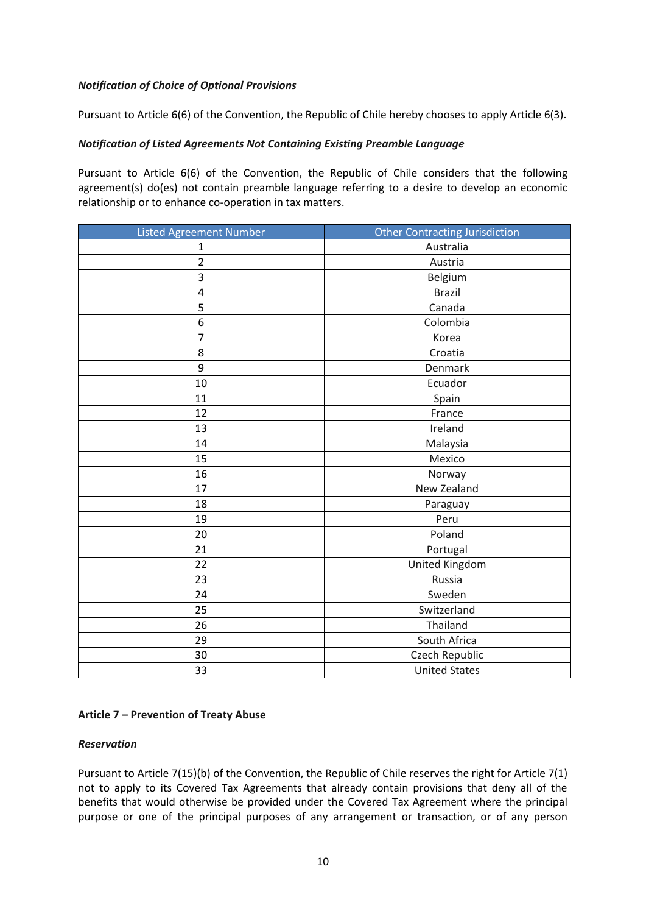***Notification of Choice of Optional Provisions***

Pursuant to Article 6(6) of the Convention, the Republic of Chile hereby chooses to apply Article 6(3).

***Notification of Listed Agreements Not Containing Existing Preamble Language***

Pursuant to Article 6(6) of the Convention, the Republic of Chile considers that the following agreement(s) do(es) not contain preamble language referring to a desire to develop an economic relationship or to enhance co-operation in tax matters.

| Listed Agreement Number | Other Contracting Jurisdiction |
|---|---|
| 1 | Australia |
| 2 | Austria |
| 3 | Belgium |
| 4 | Brazil |
| 5 | Canada |
| 6 | Colombia |
| 7 | Korea |
| 8 | Croatia |
| 9 | Denmark |
| 10 | Ecuador |
| 11 | Spain |
| 12 | France |
| 13 | Ireland |
| 14 | Malaysia |
| 15 | Mexico |
| 16 | Norway |
| 17 | New Zealand |
| 18 | Paraguay |
| 19 | Peru |
| 20 | Poland |
| 21 | Portugal |
| 22 | United Kingdom |
| 23 | Russia |
| 24 | Sweden |
| 25 | Switzerland |
| 26 | Thailand |
| 29 | South Africa |
| 30 | Czech Republic |
| 33 | United States |

**Article 7 – Prevention of Treaty Abuse**

***Reservation***

Pursuant to Article 7(15)(b) of the Convention, the Republic of Chile reserves the right for Article 7(1) not to apply to its Covered Tax Agreements that already contain provisions that deny all of the benefits that would otherwise be provided under the Covered Tax Agreement where the principal purpose or one of the principal purposes of any arrangement or transaction, or of any person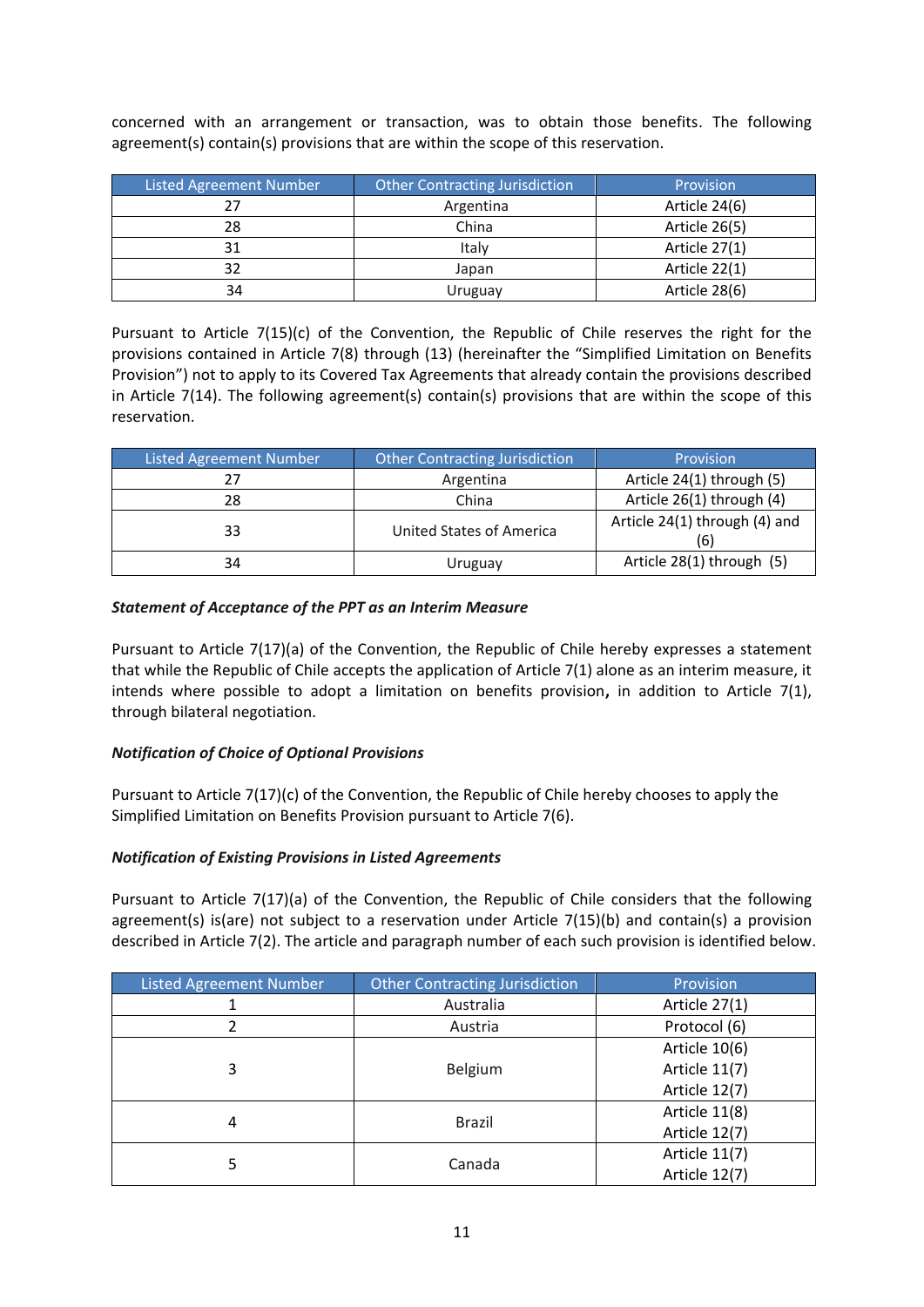concerned with an arrangement or transaction, was to obtain those benefits. The following agreement(s) contain(s) provisions that are within the scope of this reservation.

| Listed Agreement Number | Other Contracting Jurisdiction | Provision |
|---|---|---|
| 27 | Argentina | Article 24(6) |
| 28 | China | Article 26(5) |
| 31 | Italy | Article 27(1) |
| 32 | Japan | Article 22(1) |
| 34 | Uruguay | Article 28(6) |

Pursuant to Article 7(15)(c) of the Convention, the Republic of Chile reserves the right for the provisions contained in Article 7(8) through (13) (hereinafter the "Simplified Limitation on Benefits Provision") not to apply to its Covered Tax Agreements that already contain the provisions described in Article 7(14). The following agreement(s) contain(s) provisions that are within the scope of this reservation.

| Listed Agreement Number | Other Contracting Jurisdiction | Provision |
|---|---|---|
| 27 | Argentina | Article 24(1) through (5) |
| 28 | China | Article 26(1) through (4) |
| 33 | United States of America | Article 24(1) through (4) and (6) |
| 34 | Uruguay | Article 28(1) through (5) |

***Statement of Acceptance of the PPT as an Interim Measure***

Pursuant to Article 7(17)(a) of the Convention, the Republic of Chile hereby expresses a statement that while the Republic of Chile accepts the application of Article 7(1) alone as an interim measure, it intends where possible to adopt a limitation on benefits provision**,** in addition to Article 7(1), through bilateral negotiation.

***Notification of Choice of Optional Provisions***

Pursuant to Article 7(17)(c) of the Convention, the Republic of Chile hereby chooses to apply the Simplified Limitation on Benefits Provision pursuant to Article 7(6).

***Notification of Existing Provisions in Listed Agreements***

Pursuant to Article 7(17)(a) of the Convention, the Republic of Chile considers that the following agreement(s) is(are) not subject to a reservation under Article 7(15)(b) and contain(s) a provision described in Article 7(2). The article and paragraph number of each such provision is identified below.

| Listed Agreement Number | Other Contracting Jurisdiction | Provision |
|---|---|---|
| 1 | Australia | Article 27(1) |
| 2 | Austria | Protocol (6) |
| 3 | Belgium | Article 10(6)<br>Article 11(7)<br>Article 12(7) |
| 4 | Brazil | Article 11(8)<br>Article 12(7) |
| 5 | Canada | Article 11(7)<br>Article 12(7) |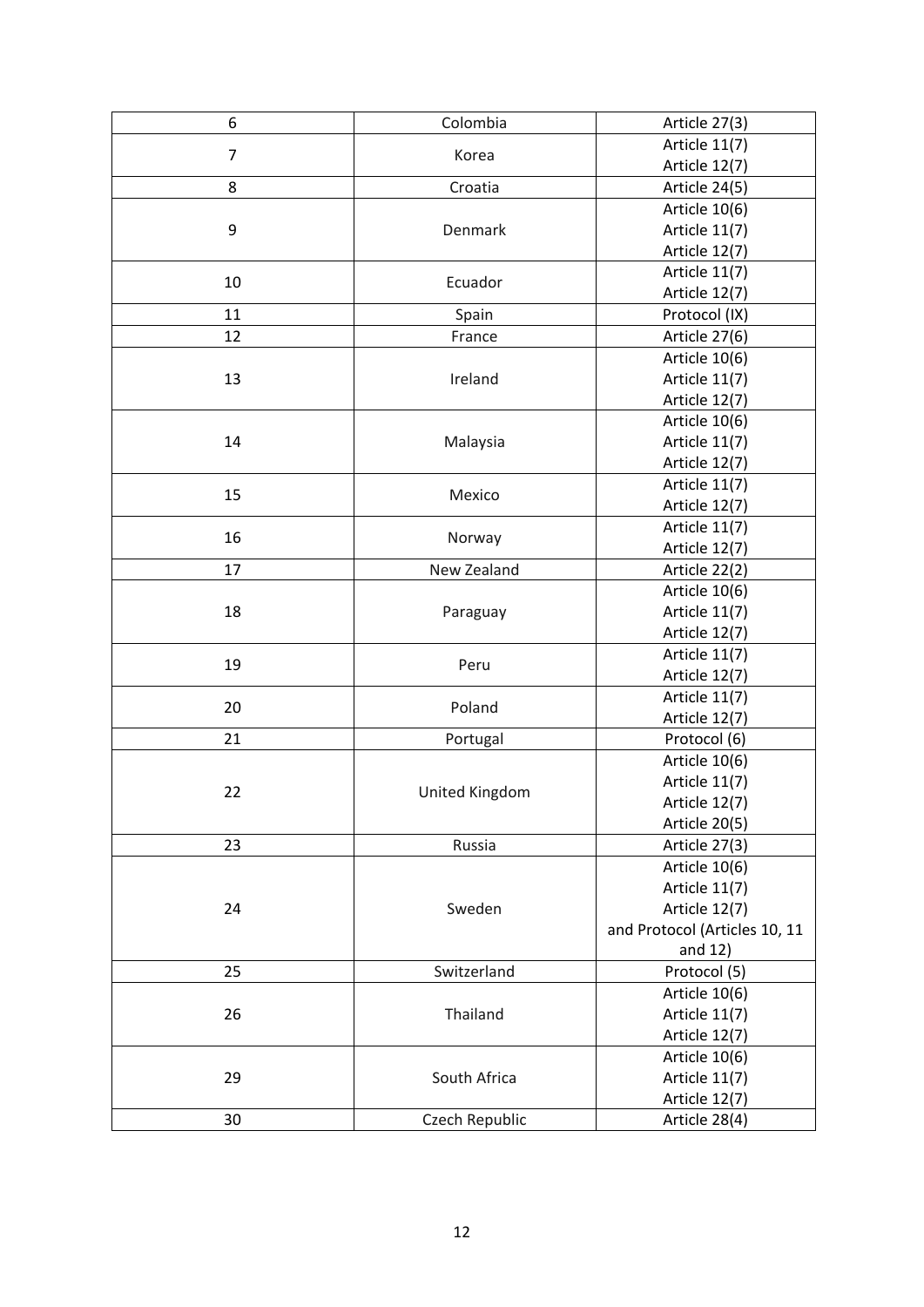| 6 | Colombia | Article 27(3) |
|---|---|---|
| 7 | Korea | Article 11(7)<br>Article 12(7) |
| 8 | Croatia | Article 24(5) |
| 9 | Denmark | Article 10(6)<br>Article 11(7)<br>Article 12(7) |
| 10 | Ecuador | Article 11(7)<br>Article 12(7) |
| 11 | Spain | Protocol (IX) |
| 12 | France | Article 27(6) |
| 13 | Ireland | Article 10(6)<br>Article 11(7)<br>Article 12(7) |
| 14 | Malaysia | Article 10(6)<br>Article 11(7)<br>Article 12(7) |
| 15 | Mexico | Article 11(7)<br>Article 12(7) |
| 16 | Norway | Article 11(7)<br>Article 12(7) |
| 17 | New Zealand | Article 22(2) |
| 18 | Paraguay | Article 10(6)<br>Article 11(7)<br>Article 12(7) |
| 19 | Peru | Article 11(7)<br>Article 12(7) |
| 20 | Poland | Article 11(7)<br>Article 12(7) |
| 21 | Portugal | Protocol (6) |
| 22 | United Kingdom | Article 10(6)<br>Article 11(7)<br>Article 12(7)<br>Article 20(5) |
| 23 | Russia | Article 27(3) |
| 24 | Sweden | Article 10(6)<br>Article 11(7)<br>Article 12(7)<br>and Protocol (Articles 10, 11 and 12) |
| 25 | Switzerland | Protocol (5) |
| 26 | Thailand | Article 10(6)<br>Article 11(7)<br>Article 12(7) |
| 29 | South Africa | Article 10(6)<br>Article 11(7)<br>Article 12(7) |
| 30 | Czech Republic | Article 28(4) |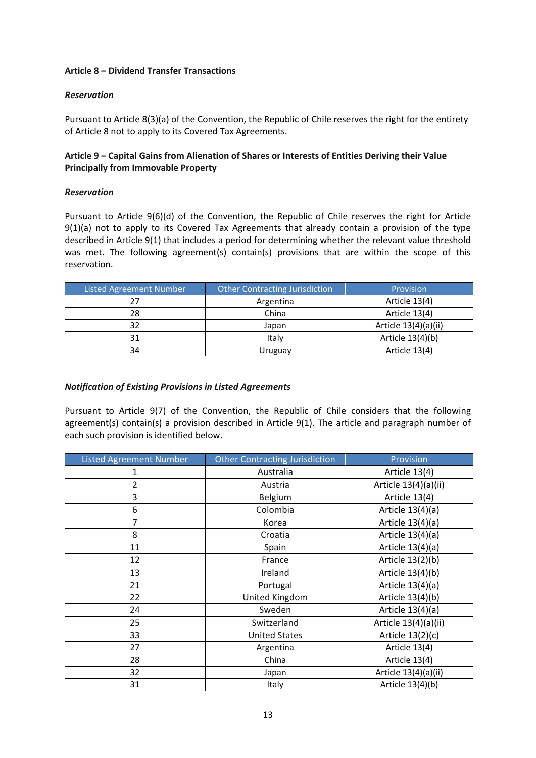**Article 8 – Dividend Transfer Transactions**

***Reservation***

Pursuant to Article 8(3)(a) of the Convention, the Republic of Chile reserves the right for the entirety of Article 8 not to apply to its Covered Tax Agreements.

**Article 9 – Capital Gains from Alienation of Shares or Interests of Entities Deriving their Value Principally from Immovable Property**

***Reservation***

Pursuant to Article 9(6)(d) of the Convention, the Republic of Chile reserves the right for Article 9(1)(a) not to apply to its Covered Tax Agreements that already contain a provision of the type described in Article 9(1) that includes a period for determining whether the relevant value threshold was met. The following agreement(s) contain(s) provisions that are within the scope of this reservation.

| Listed Agreement Number | Other Contracting Jurisdiction | Provision |
|---|---|---|
| 27 | Argentina | Article 13(4) |
| 28 | China | Article 13(4) |
| 32 | Japan | Article 13(4)(a)(ii) |
| 31 | Italy | Article 13(4)(b) |
| 34 | Uruguay | Article 13(4) |

***Notification of Existing Provisions in Listed Agreements***

Pursuant to Article 9(7) of the Convention, the Republic of Chile considers that the following agreement(s) contain(s) a provision described in Article 9(1). The article and paragraph number of each such provision is identified below.

| Listed Agreement Number | Other Contracting Jurisdiction | Provision |
|---|---|---|
| 1 | Australia | Article 13(4) |
| 2 | Austria | Article 13(4)(a)(ii) |
| 3 | Belgium | Article 13(4) |
| 6 | Colombia | Article 13(4)(a) |
| 7 | Korea | Article 13(4)(a) |
| 8 | Croatia | Article 13(4)(a) |
| 11 | Spain | Article 13(4)(a) |
| 12 | France | Article 13(2)(b) |
| 13 | Ireland | Article 13(4)(b) |
| 21 | Portugal | Article 13(4)(a) |
| 22 | United Kingdom | Article 13(4)(b) |
| 24 | Sweden | Article 13(4)(a) |
| 25 | Switzerland | Article 13(4)(a)(ii) |
| 33 | United States | Article 13(2)(c) |
| 27 | Argentina | Article 13(4) |
| 28 | China | Article 13(4) |
| 32 | Japan | Article 13(4)(a)(ii) |
| 31 | Italy | Article 13(4)(b) |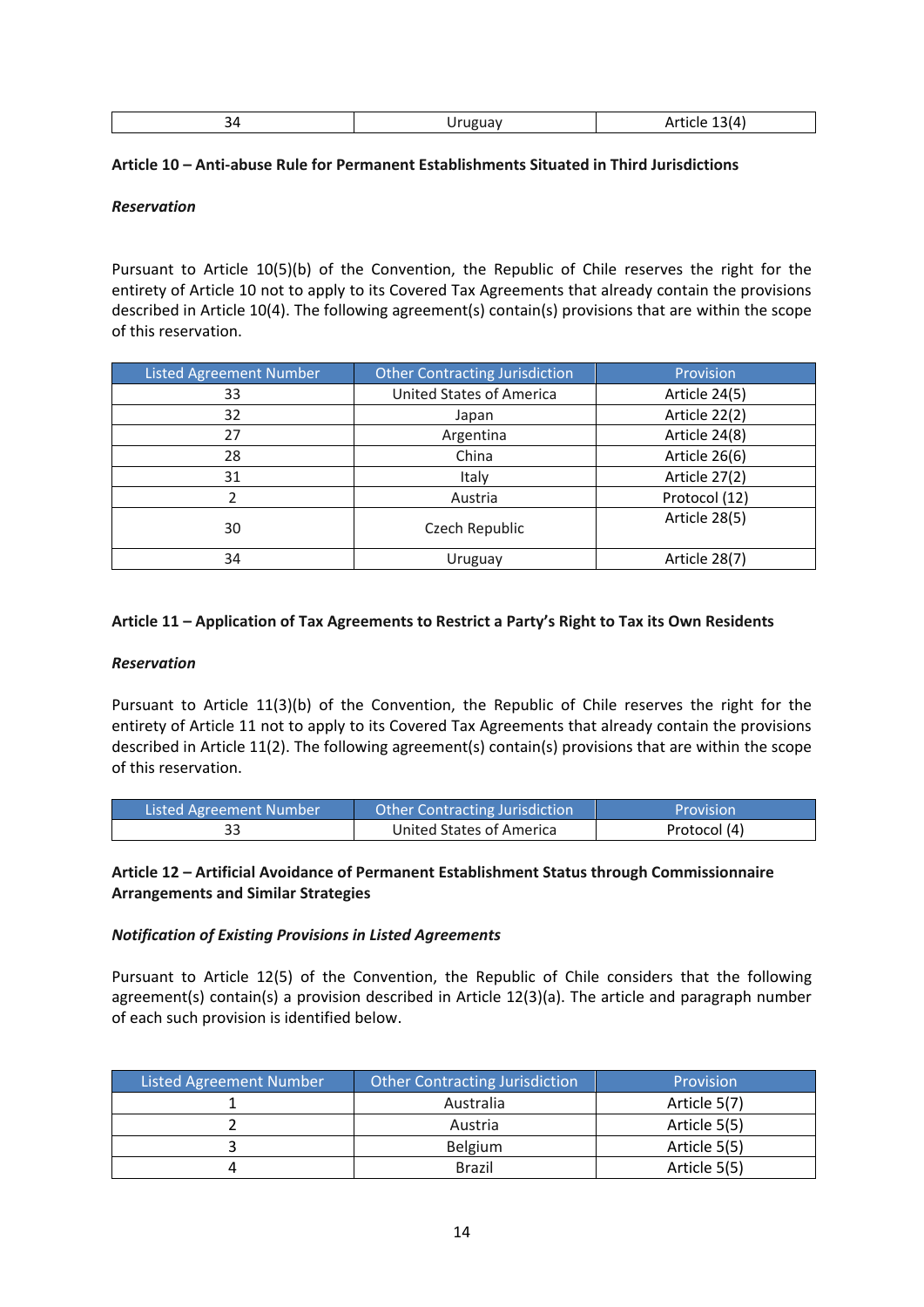| 34 | Uruguay | Article 13(4) |
|---|---|---|

**Article 10 – Anti-abuse Rule for Permanent Establishments Situated in Third Jurisdictions**

***Reservation***

Pursuant to Article 10(5)(b) of the Convention, the Republic of Chile reserves the right for the entirety of Article 10 not to apply to its Covered Tax Agreements that already contain the provisions described in Article 10(4). The following agreement(s) contain(s) provisions that are within the scope of this reservation.

| Listed Agreement Number | Other Contracting Jurisdiction | Provision |
|---|---|---|
| 33 | United States of America | Article 24(5) |
| 32 | Japan | Article 22(2) |
| 27 | Argentina | Article 24(8) |
| 28 | China | Article 26(6) |
| 31 | Italy | Article 27(2) |
| 2 | Austria | Protocol (12) |
| 30 | Czech Republic | Article 28(5) |
| 34 | Uruguay | Article 28(7) |

**Article 11 – Application of Tax Agreements to Restrict a Party's Right to Tax its Own Residents**

***Reservation***

Pursuant to Article 11(3)(b) of the Convention, the Republic of Chile reserves the right for the entirety of Article 11 not to apply to its Covered Tax Agreements that already contain the provisions described in Article 11(2). The following agreement(s) contain(s) provisions that are within the scope of this reservation.

| Listed Agreement Number | Other Contracting Jurisdiction | Provision |
|---|---|---|
| 33 | United States of America | Protocol (4) |

**Article 12 – Artificial Avoidance of Permanent Establishment Status through Commissionnaire Arrangements and Similar Strategies**

***Notification of Existing Provisions in Listed Agreements***

Pursuant to Article 12(5) of the Convention, the Republic of Chile considers that the following agreement(s) contain(s) a provision described in Article 12(3)(a). The article and paragraph number of each such provision is identified below.

| Listed Agreement Number | Other Contracting Jurisdiction | Provision |
|---|---|---|
| 1 | Australia | Article 5(7) |
| 2 | Austria | Article 5(5) |
| 3 | Belgium | Article 5(5) |
| 4 | Brazil | Article 5(5) |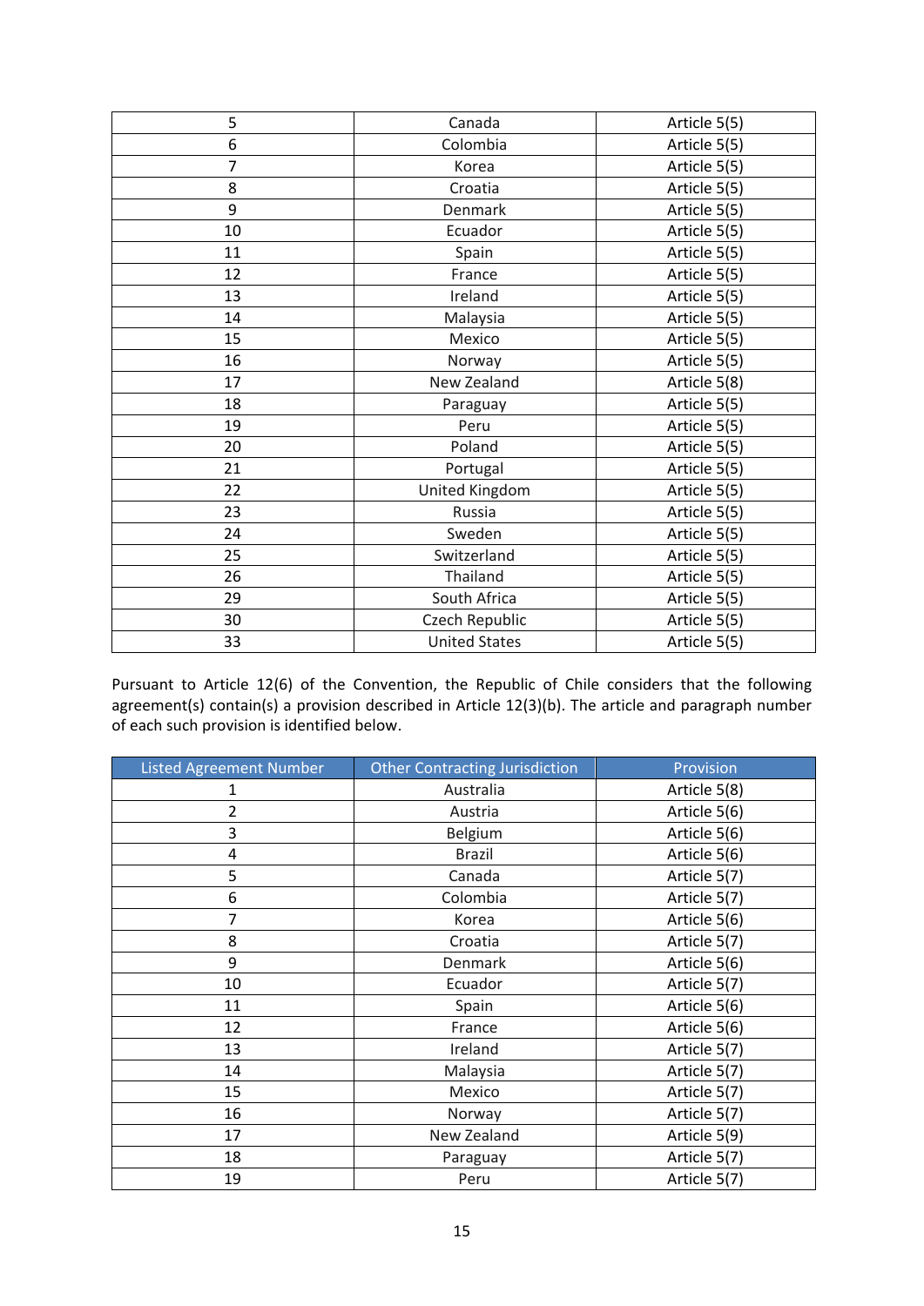| | | |
|---|---|---|
| 5 | Canada | Article 5(5) |
| 6 | Colombia | Article 5(5) |
| 7 | Korea | Article 5(5) |
| 8 | Croatia | Article 5(5) |
| 9 | Denmark | Article 5(5) |
| 10 | Ecuador | Article 5(5) |
| 11 | Spain | Article 5(5) |
| 12 | France | Article 5(5) |
| 13 | Ireland | Article 5(5) |
| 14 | Malaysia | Article 5(5) |
| 15 | Mexico | Article 5(5) |
| 16 | Norway | Article 5(5) |
| 17 | New Zealand | Article 5(8) |
| 18 | Paraguay | Article 5(5) |
| 19 | Peru | Article 5(5) |
| 20 | Poland | Article 5(5) |
| 21 | Portugal | Article 5(5) |
| 22 | United Kingdom | Article 5(5) |
| 23 | Russia | Article 5(5) |
| 24 | Sweden | Article 5(5) |
| 25 | Switzerland | Article 5(5) |
| 26 | Thailand | Article 5(5) |
| 29 | South Africa | Article 5(5) |
| 30 | Czech Republic | Article 5(5) |
| 33 | United States | Article 5(5) |

Pursuant to Article 12(6) of the Convention, the Republic of Chile considers that the following agreement(s) contain(s) a provision described in Article 12(3)(b). The article and paragraph number of each such provision is identified below.

| Listed Agreement Number | Other Contracting Jurisdiction | Provision |
|---|---|---|
| 1 | Australia | Article 5(8) |
| 2 | Austria | Article 5(6) |
| 3 | Belgium | Article 5(6) |
| 4 | Brazil | Article 5(6) |
| 5 | Canada | Article 5(7) |
| 6 | Colombia | Article 5(7) |
| 7 | Korea | Article 5(6) |
| 8 | Croatia | Article 5(7) |
| 9 | Denmark | Article 5(6) |
| 10 | Ecuador | Article 5(7) |
| 11 | Spain | Article 5(6) |
| 12 | France | Article 5(6) |
| 13 | Ireland | Article 5(7) |
| 14 | Malaysia | Article 5(7) |
| 15 | Mexico | Article 5(7) |
| 16 | Norway | Article 5(7) |
| 17 | New Zealand | Article 5(9) |
| 18 | Paraguay | Article 5(7) |
| 19 | Peru | Article 5(7) |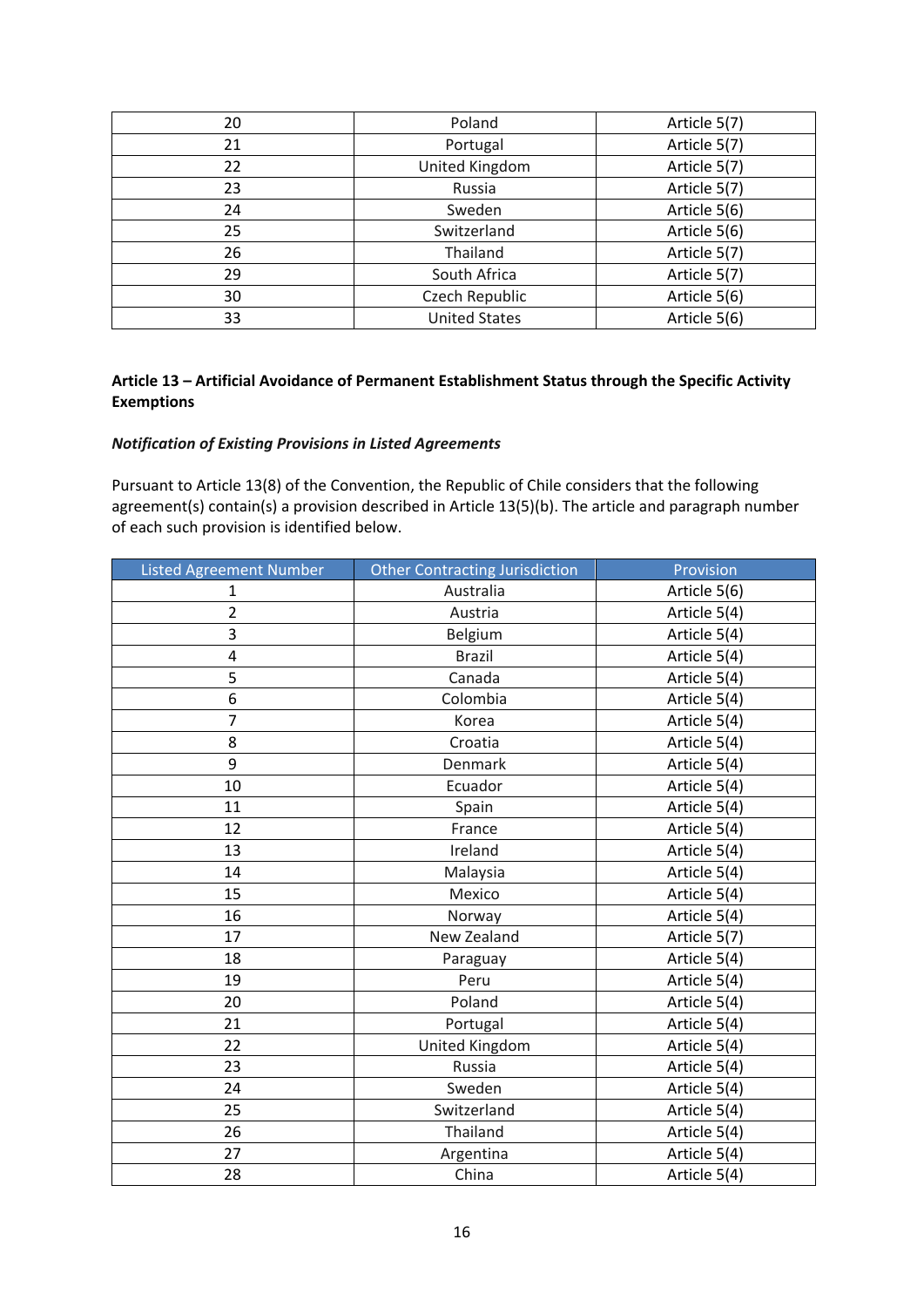| | | |
|---|---|---|
| 20 | Poland | Article 5(7) |
| 21 | Portugal | Article 5(7) |
| 22 | United Kingdom | Article 5(7) |
| 23 | Russia | Article 5(7) |
| 24 | Sweden | Article 5(6) |
| 25 | Switzerland | Article 5(6) |
| 26 | Thailand | Article 5(7) |
| 29 | South Africa | Article 5(7) |
| 30 | Czech Republic | Article 5(6) |
| 33 | United States | Article 5(6) |

**Article 13 – Artificial Avoidance of Permanent Establishment Status through the Specific Activity Exemptions**

***Notification of Existing Provisions in Listed Agreements***

Pursuant to Article 13(8) of the Convention, the Republic of Chile considers that the following agreement(s) contain(s) a provision described in Article 13(5)(b). The article and paragraph number of each such provision is identified below.

| Listed Agreement Number | Other Contracting Jurisdiction | Provision |
|---|---|---|
| 1 | Australia | Article 5(6) |
| 2 | Austria | Article 5(4) |
| 3 | Belgium | Article 5(4) |
| 4 | Brazil | Article 5(4) |
| 5 | Canada | Article 5(4) |
| 6 | Colombia | Article 5(4) |
| 7 | Korea | Article 5(4) |
| 8 | Croatia | Article 5(4) |
| 9 | Denmark | Article 5(4) |
| 10 | Ecuador | Article 5(4) |
| 11 | Spain | Article 5(4) |
| 12 | France | Article 5(4) |
| 13 | Ireland | Article 5(4) |
| 14 | Malaysia | Article 5(4) |
| 15 | Mexico | Article 5(4) |
| 16 | Norway | Article 5(4) |
| 17 | New Zealand | Article 5(7) |
| 18 | Paraguay | Article 5(4) |
| 19 | Peru | Article 5(4) |
| 20 | Poland | Article 5(4) |
| 21 | Portugal | Article 5(4) |
| 22 | United Kingdom | Article 5(4) |
| 23 | Russia | Article 5(4) |
| 24 | Sweden | Article 5(4) |
| 25 | Switzerland | Article 5(4) |
| 26 | Thailand | Article 5(4) |
| 27 | Argentina | Article 5(4) |
| 28 | China | Article 5(4) |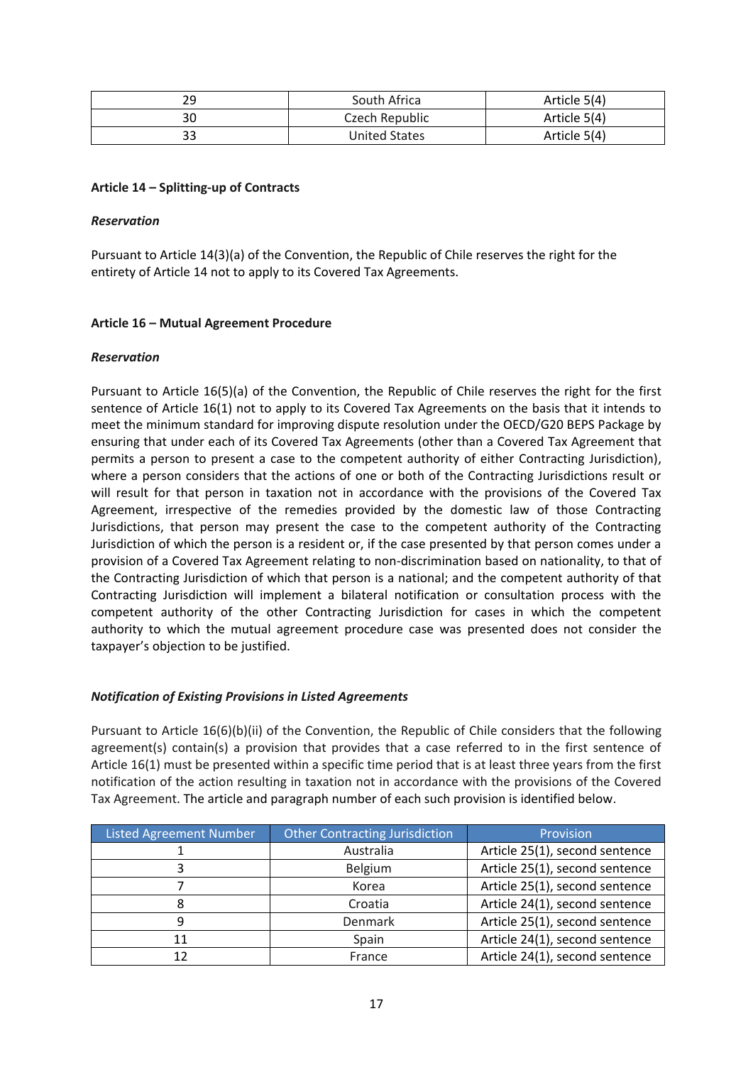| 29 | South Africa | Article 5(4) |
|---|---|---|
| 30 | Czech Republic | Article 5(4) |
| 33 | United States | Article 5(4) |

**Article 14 – Splitting-up of Contracts**

***Reservation***

Pursuant to Article 14(3)(a) of the Convention, the Republic of Chile reserves the right for the entirety of Article 14 not to apply to its Covered Tax Agreements.

**Article 16 – Mutual Agreement Procedure**

***Reservation***

Pursuant to Article 16(5)(a) of the Convention, the Republic of Chile reserves the right for the first sentence of Article 16(1) not to apply to its Covered Tax Agreements on the basis that it intends to meet the minimum standard for improving dispute resolution under the OECD/G20 BEPS Package by ensuring that under each of its Covered Tax Agreements (other than a Covered Tax Agreement that permits a person to present a case to the competent authority of either Contracting Jurisdiction), where a person considers that the actions of one or both of the Contracting Jurisdictions result or will result for that person in taxation not in accordance with the provisions of the Covered Tax Agreement, irrespective of the remedies provided by the domestic law of those Contracting Jurisdictions, that person may present the case to the competent authority of the Contracting Jurisdiction of which the person is a resident or, if the case presented by that person comes under a provision of a Covered Tax Agreement relating to non-discrimination based on nationality, to that of the Contracting Jurisdiction of which that person is a national; and the competent authority of that Contracting Jurisdiction will implement a bilateral notification or consultation process with the competent authority of the other Contracting Jurisdiction for cases in which the competent authority to which the mutual agreement procedure case was presented does not consider the taxpayer's objection to be justified.

***Notification of Existing Provisions in Listed Agreements***

Pursuant to Article 16(6)(b)(ii) of the Convention, the Republic of Chile considers that the following agreement(s) contain(s) a provision that provides that a case referred to in the first sentence of Article 16(1) must be presented within a specific time period that is at least three years from the first notification of the action resulting in taxation not in accordance with the provisions of the Covered Tax Agreement. The article and paragraph number of each such provision is identified below.

| Listed Agreement Number | Other Contracting Jurisdiction | Provision |
|---|---|---|
| 1 | Australia | Article 25(1), second sentence |
| 3 | Belgium | Article 25(1), second sentence |
| 7 | Korea | Article 25(1), second sentence |
| 8 | Croatia | Article 24(1), second sentence |
| 9 | Denmark | Article 25(1), second sentence |
| 11 | Spain | Article 24(1), second sentence |
| 12 | France | Article 24(1), second sentence |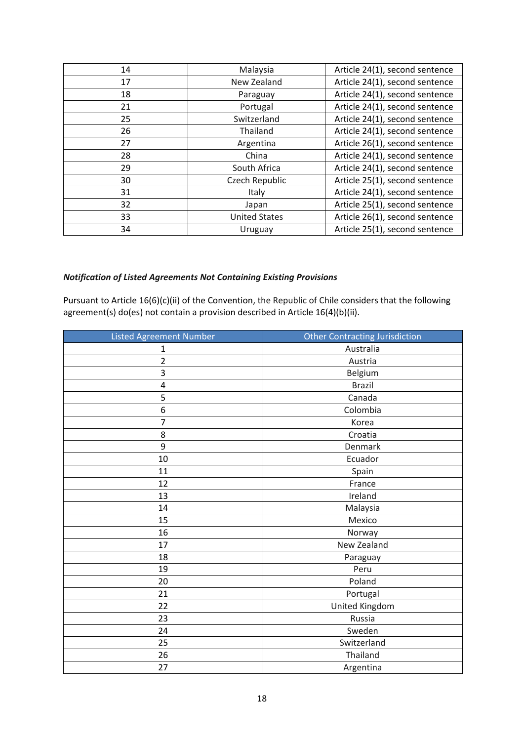| 14 | Malaysia | Article 24(1), second sentence |
|---|---|---|
| 17 | New Zealand | Article 24(1), second sentence |
| 18 | Paraguay | Article 24(1), second sentence |
| 21 | Portugal | Article 24(1), second sentence |
| 25 | Switzerland | Article 24(1), second sentence |
| 26 | Thailand | Article 24(1), second sentence |
| 27 | Argentina | Article 26(1), second sentence |
| 28 | China | Article 24(1), second sentence |
| 29 | South Africa | Article 24(1), second sentence |
| 30 | Czech Republic | Article 25(1), second sentence |
| 31 | Italy | Article 24(1), second sentence |
| 32 | Japan | Article 25(1), second sentence |
| 33 | United States | Article 26(1), second sentence |
| 34 | Uruguay | Article 25(1), second sentence |

***Notification of Listed Agreements Not Containing Existing Provisions***

Pursuant to Article 16(6)(c)(ii) of the Convention, the Republic of Chile considers that the following agreement(s) do(es) not contain a provision described in Article 16(4)(b)(ii).

| Listed Agreement Number | Other Contracting Jurisdiction |
|---|---|
| 1 | Australia |
| 2 | Austria |
| 3 | Belgium |
| 4 | Brazil |
| 5 | Canada |
| 6 | Colombia |
| 7 | Korea |
| 8 | Croatia |
| 9 | Denmark |
| 10 | Ecuador |
| 11 | Spain |
| 12 | France |
| 13 | Ireland |
| 14 | Malaysia |
| 15 | Mexico |
| 16 | Norway |
| 17 | New Zealand |
| 18 | Paraguay |
| 19 | Peru |
| 20 | Poland |
| 21 | Portugal |
| 22 | United Kingdom |
| 23 | Russia |
| 24 | Sweden |
| 25 | Switzerland |
| 26 | Thailand |
| 27 | Argentina |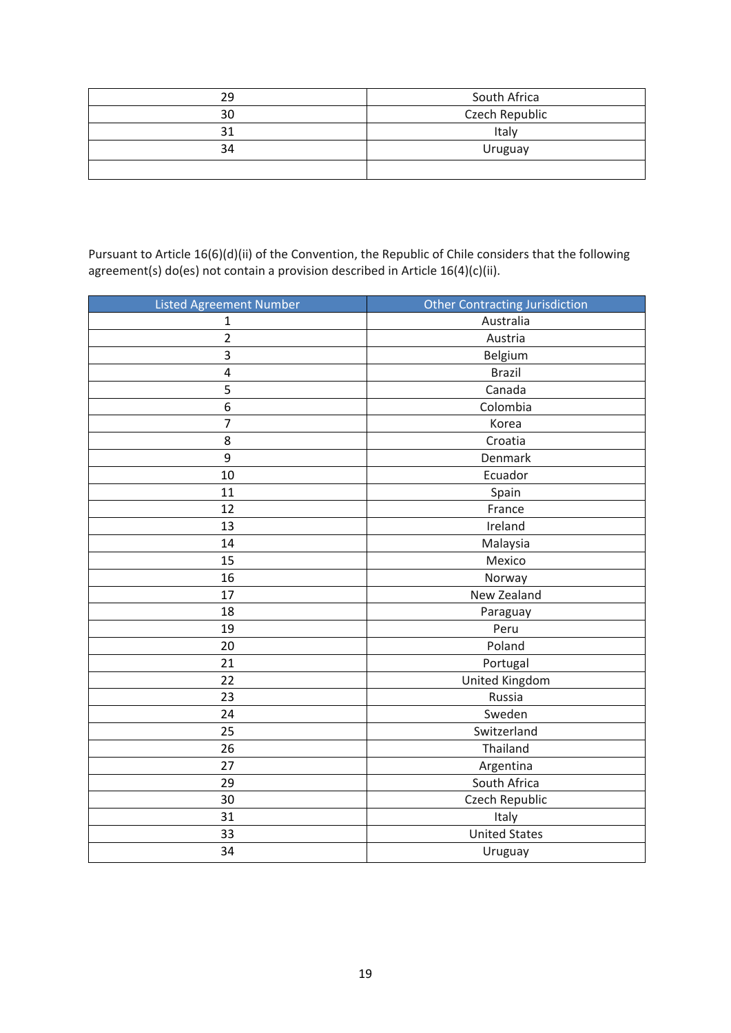| | |
|---|---|
| 29 | South Africa |
| 30 | Czech Republic |
| 31 | Italy |
| 34 | Uruguay |
| | |

Pursuant to Article 16(6)(d)(ii) of the Convention, the Republic of Chile considers that the following agreement(s) do(es) not contain a provision described in Article 16(4)(c)(ii).

| Listed Agreement Number | Other Contracting Jurisdiction |
|---|---|
| 1 | Australia |
| 2 | Austria |
| 3 | Belgium |
| 4 | Brazil |
| 5 | Canada |
| 6 | Colombia |
| 7 | Korea |
| 8 | Croatia |
| 9 | Denmark |
| 10 | Ecuador |
| 11 | Spain |
| 12 | France |
| 13 | Ireland |
| 14 | Malaysia |
| 15 | Mexico |
| 16 | Norway |
| 17 | New Zealand |
| 18 | Paraguay |
| 19 | Peru |
| 20 | Poland |
| 21 | Portugal |
| 22 | United Kingdom |
| 23 | Russia |
| 24 | Sweden |
| 25 | Switzerland |
| 26 | Thailand |
| 27 | Argentina |
| 29 | South Africa |
| 30 | Czech Republic |
| 31 | Italy |
| 33 | United States |
| 34 | Uruguay |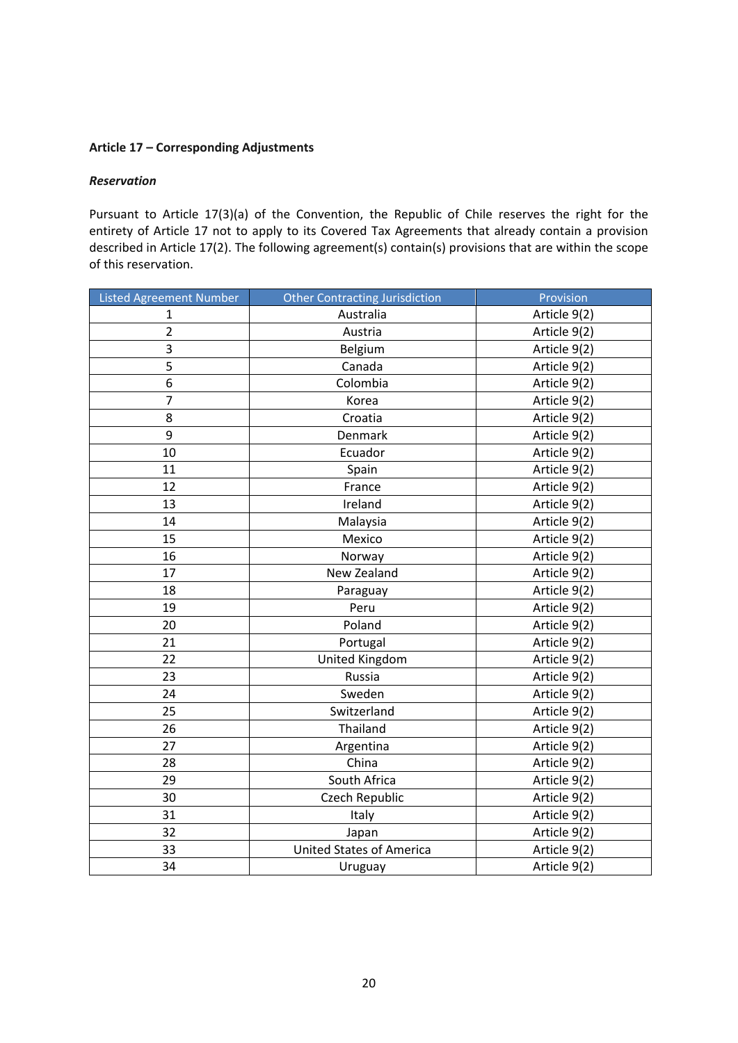**Article 17 – Corresponding Adjustments**

***Reservation***

Pursuant to Article 17(3)(a) of the Convention, the Republic of Chile reserves the right for the entirety of Article 17 not to apply to its Covered Tax Agreements that already contain a provision described in Article 17(2). The following agreement(s) contain(s) provisions that are within the scope of this reservation.

| Listed Agreement Number | Other Contracting Jurisdiction | Provision |
|---|---|---|
| 1 | Australia | Article 9(2) |
| 2 | Austria | Article 9(2) |
| 3 | Belgium | Article 9(2) |
| 5 | Canada | Article 9(2) |
| 6 | Colombia | Article 9(2) |
| 7 | Korea | Article 9(2) |
| 8 | Croatia | Article 9(2) |
| 9 | Denmark | Article 9(2) |
| 10 | Ecuador | Article 9(2) |
| 11 | Spain | Article 9(2) |
| 12 | France | Article 9(2) |
| 13 | Ireland | Article 9(2) |
| 14 | Malaysia | Article 9(2) |
| 15 | Mexico | Article 9(2) |
| 16 | Norway | Article 9(2) |
| 17 | New Zealand | Article 9(2) |
| 18 | Paraguay | Article 9(2) |
| 19 | Peru | Article 9(2) |
| 20 | Poland | Article 9(2) |
| 21 | Portugal | Article 9(2) |
| 22 | United Kingdom | Article 9(2) |
| 23 | Russia | Article 9(2) |
| 24 | Sweden | Article 9(2) |
| 25 | Switzerland | Article 9(2) |
| 26 | Thailand | Article 9(2) |
| 27 | Argentina | Article 9(2) |
| 28 | China | Article 9(2) |
| 29 | South Africa | Article 9(2) |
| 30 | Czech Republic | Article 9(2) |
| 31 | Italy | Article 9(2) |
| 32 | Japan | Article 9(2) |
| 33 | United States of America | Article 9(2) |
| 34 | Uruguay | Article 9(2) |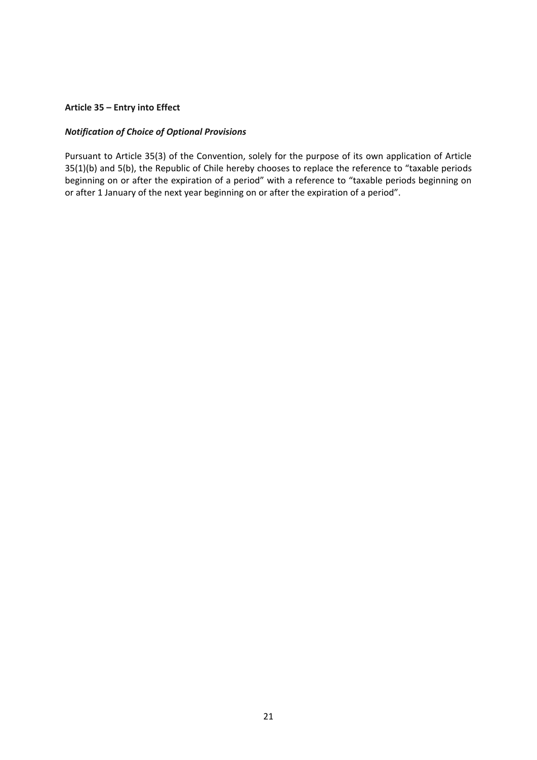**Article 35 – Entry into Effect**

***Notification of Choice of Optional Provisions***

Pursuant to Article 35(3) of the Convention, solely for the purpose of its own application of Article 35(1)(b) and 5(b), the Republic of Chile hereby chooses to replace the reference to "taxable periods beginning on or after the expiration of a period" with a reference to "taxable periods beginning on or after 1 January of the next year beginning on or after the expiration of a period".